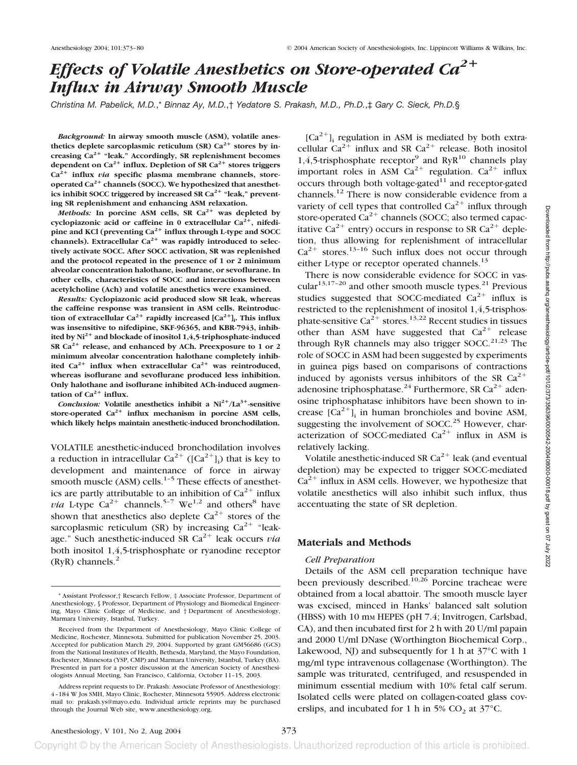# *Effects of Volatile Anesthetics on Store-operated $Ca^{2+}$ Influx in Airway Smooth Muscle*

*Christina M. Pabelick, M.D.,\* Binnaz Ay, M.D.,† Yedatore S. Prakash, M.D., Ph.D.,‡ Gary C. Sieck, Ph.D.§*

***Background:*** **In airway smooth muscle (ASM), volatile anesthetics deplete sarcoplasmic reticulum (SR) $Ca^{2+}$ stores by increasing $Ca^{2+}$ "leak." Accordingly, SR replenishment becomes dependent on $Ca^{2+}$ influx. Depletion of SR $Ca^{2+}$ stores triggers $Ca^{2+}$ influx *via* specific plasma membrane channels, store-operated $Ca^{2+}$ channels (SOCC). We hypothesized that anesthetics inhibit SOCC triggered by increased SR $Ca^{2+}$ "leak," preventing SR replenishment and enhancing ASM relaxation.**

***Methods:*** **In porcine ASM cells, SR $Ca^{2+}$ was depleted by cyclopiazonic acid or caffeine in 0 extracellular $Ca^{2+}$, nifedipine and KCl (preventing $Ca^{2+}$ influx through L-type and SOCC channels). Extracellular $Ca^{2+}$ was rapidly introduced to selectively activate SOCC. After SOCC activation, SR was replenished and the protocol repeated in the presence of 1 or 2 minimum alveolar concentration halothane, isoflurane, or sevoflurane. In other cells, characteristics of SOCC and interactions between acetylcholine (Ach) and volatile anesthetics were examined.**

***Results:*** **Cyclopiazonic acid produced slow SR leak, whereas the caffeine response was transient in ASM cells. Reintroduction of extracellular $Ca^{2+}$ rapidly increased $[Ca^{2+}]_i$. This influx was insensitive to nifedipine, SKF-96365, and KBR-7943, inhibited by $Ni^{2+}$ and blockade of inositol 1,4,5-triphosphate-induced SR $Ca^{2+}$ release, and enhanced by ACh. Preexposure to 1 or 2 minimum alveolar concentration halothane completely inhibited $Ca^{2+}$ influx when extracellular $Ca^{2+}$ was reintroduced, whereas isoflurane and sevoflurane produced less inhibition. Only halothane and isoflurane inhibited ACh-induced augmentation of $Ca^{2+}$ influx.**

***Conclusion:*** **Volatile anesthetics inhibit a $Ni^{2+}/La^{3+}$-sensitive store-operated $Ca^{2+}$ influx mechanism in porcine ASM cells, which likely helps maintain anesthetic-induced bronchodilation.**

VOLATILE anesthetic-induced bronchodilation involves a reduction in intracellular $Ca^{2+}$ ($[Ca^{2+}]_i$) that is key to development and maintenance of force in airway smooth muscle (ASM) cells.[1–5] These effects of anesthetics are partly attributable to an inhibition of $Ca^{2+}$ influx *via* L-type $Ca^{2+}$ channels.[5–7] We[1,2] and others[8] have shown that anesthetics also deplete $Ca^{2+}$ stores of the sarcoplasmic reticulum (SR) by increasing $Ca^{2+}$ "leakage." Such anesthetic-induced SR $Ca^{2+}$ leak occurs *via* both inositol 1,4,5-trisphosphate or ryanodine receptor (RyR) channels.[2]

$[Ca^{2+}]_i$ regulation in ASM is mediated by both extracellular $Ca^{2+}$ influx and SR $Ca^{2+}$ release. Both inositol 1,4,5-trisphosphate receptor[9] and RyR[10] channels play important roles in ASM $Ca^{2+}$ regulation. $Ca^{2+}$ influx occurs through both voltage-gated[11] and receptor-gated channels.[12] There is now considerable evidence from a variety of cell types that controlled $Ca^{2+}$ influx through store-operated $Ca^{2+}$ channels (SOCC; also termed capacitative $Ca^{2+}$ entry) occurs in response to SR $Ca^{2+}$ depletion, thus allowing for replenishment of intracellular $Ca^{2+}$ stores.[13–16] Such influx does not occur through either L-type or receptor operated channels.[13]

There is now considerable evidence for SOCC in vascular[13,17–20] and other smooth muscle types.[21] Previous studies suggested that SOCC-mediated $Ca^{2+}$ influx is restricted to the replenishment of inositol 1,4,5-trisphosphate-sensitive $Ca^{2+}$ stores.[13,22] Recent studies in tissues other than ASM have suggested that $Ca^{2+}$ release through RyR channels may also trigger SOCC.[21,23] The role of SOCC in ASM had been suggested by experiments in guinea pigs based on comparisons of contractions induced by agonists versus inhibitors of the SR $Ca^{2+}$ adenosine triphosphatase.[24] Furthermore, SR $Ca^{2+}$ adenosine triphosphatase inhibitors have been shown to increase $[Ca^{2+}]_i$ in human bronchioles and bovine ASM, suggesting the involvement of SOCC.[25] However, characterization of SOCC-mediated $Ca^{2+}$ influx in ASM is relatively lacking.

Volatile anesthetic-induced SR $Ca^{2+}$ leak (and eventual depletion) may be expected to trigger SOCC-mediated $Ca^{2+}$ influx in ASM cells. However, we hypothesize that volatile anesthetics will also inhibit such influx, thus accentuating the state of SR depletion.

## Materials and Methods

### *Cell Preparation*

Details of the ASM cell preparation technique have been previously described.[10,26] Porcine tracheae were obtained from a local abattoir. The smooth muscle layer was excised, minced in Hanks' balanced salt solution (HBSS) with 10 mM HEPES (pH 7.4; Invitrogen, Carlsbad, CA), and then incubated first for 2 h with 20 U/ml papain and 2000 U/ml DNase (Worthington Biochemical Corp., Lakewood, NJ) and subsequently for 1 h at 37°C with 1 mg/ml type intravenous collagenase (Worthington). The sample was triturated, centrifuged, and resuspended in minimum essential medium with 10% fetal calf serum. Isolated cells were plated on collagen-coated glass coverslips, and incubated for 1 h in 5% $CO_2$ at 37°C.

---

\* Assistant Professor,† Research Fellow, ‡ Associate Professor, Department of Anesthesiology, § Professor, Department of Physiology and Biomedical Engineering, Mayo Clinic College of Medicine, and † Department of Anesthesiology, Marmara University, Istanbul, Turkey.

Received from the Department of Anesthesiology, Mayo Clinic College of Medicine, Rochester, Minnesota. Submitted for publication November 25, 2003. Accepted for publication March 29, 2004. Supported by grant GM56686 (GCS) from the National Institutes of Health, Bethesda, Maryland, the Mayo Foundation, Rochester, Minnesota (YSP, CMP) and Marmara University, Istanbul, Turkey (BA). Presented in part for a poster discussion at the American Society of Anesthesiologists Annual Meeting, San Francisco, California, October 11–15, 2003.

Address reprint requests to Dr. Prakash: Associate Professor of Anesthesiology: 4–184 W Jos SMH, Mayo Clinic, Rochester, Minnesota 55905. Address electronic mail to: prakash.ys@mayo.edu. Individual article reprints may be purchased through the Journal Web site, www.anesthesiology.org.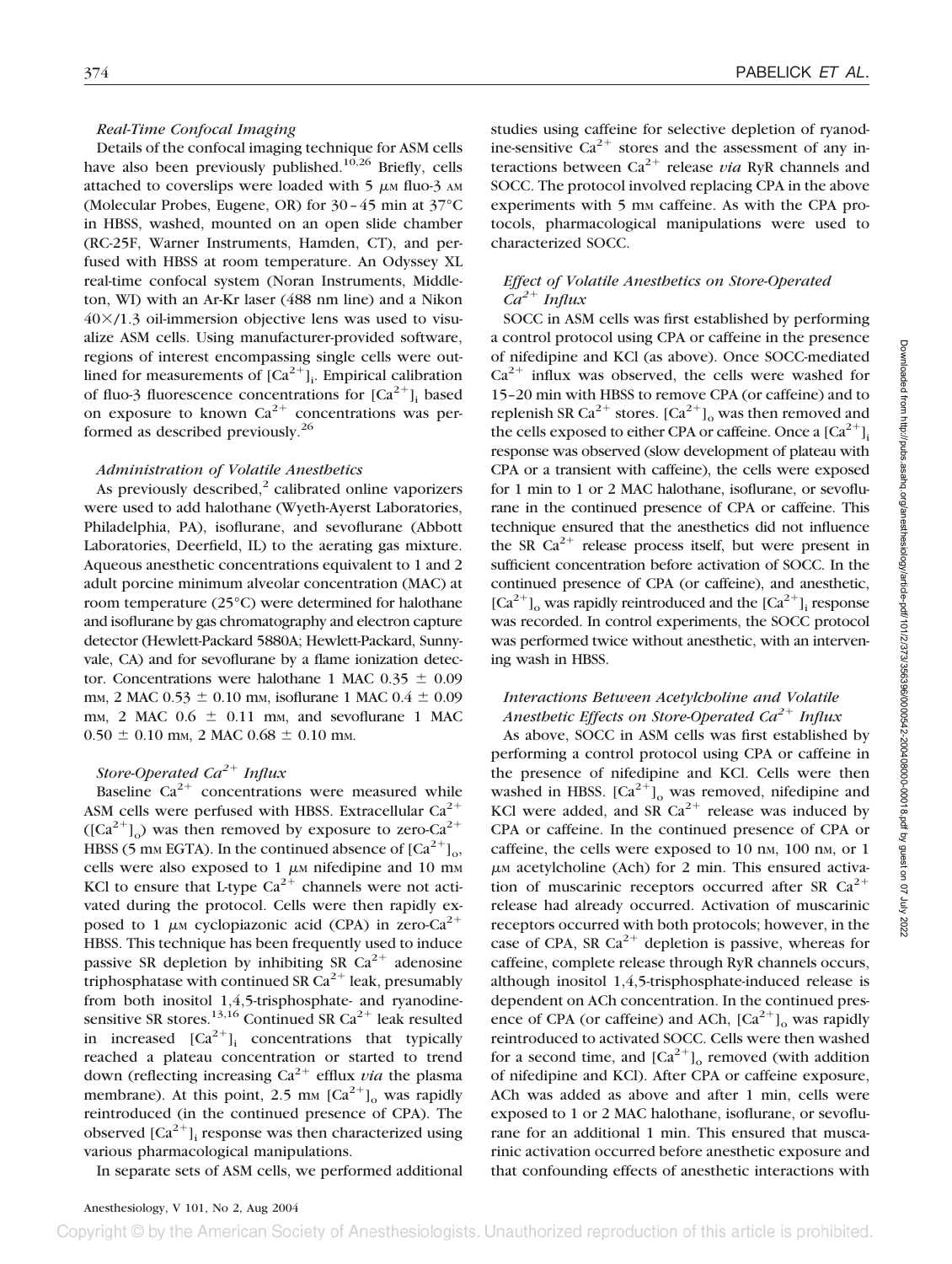### *Real-Time Confocal Imaging*

Details of the confocal imaging technique for ASM cells have also been previously published.[10,26] Briefly, cells attached to coverslips were loaded with 5 $\mu$M fluo-3 AM (Molecular Probes, Eugene, OR) for 30–45 min at 37°C in HBSS, washed, mounted on an open slide chamber (RC-25F, Warner Instruments, Hamden, CT), and perfused with HBSS at room temperature. An Odyssey XL real-time confocal system (Noran Instruments, Middleton, WI) with an Ar-Kr laser (488 nm line) and a Nikon 40×/1.3 oil-immersion objective lens was used to visualize ASM cells. Using manufacturer-provided software, regions of interest encompassing single cells were outlined for measurements of $[Ca^{2+}]_i$. Empirical calibration of fluo-3 fluorescence concentrations for $[Ca^{2+}]_i$ based on exposure to known $Ca^{2+}$ concentrations was performed as described previously.[26]

### *Administration of Volatile Anesthetics*

As previously described,[2] calibrated online vaporizers were used to add halothane (Wyeth-Ayerst Laboratories, Philadelphia, PA), isoflurane, and sevoflurane (Abbott Laboratories, Deerfield, IL) to the aerating gas mixture. Aqueous anesthetic concentrations equivalent to 1 and 2 adult porcine minimum alveolar concentration (MAC) at room temperature (25°C) were determined for halothane and isoflurane by gas chromatography and electron capture detector (Hewlett-Packard 5880A; Hewlett-Packard, Sunnyvale, CA) and for sevoflurane by a flame ionization detector. Concentrations were halothane 1 MAC 0.35 ± 0.09 mM, 2 MAC 0.53 ± 0.10 mM, isoflurane 1 MAC 0.4 ± 0.09 mM, 2 MAC 0.6 ± 0.11 mM, and sevoflurane 1 MAC 0.50 ± 0.10 mM, 2 MAC 0.68 ± 0.10 mM.

### *Store-Operated $Ca^{2+}$ Influx*

Baseline $Ca^{2+}$ concentrations were measured while ASM cells were perfused with HBSS. Extracellular $Ca^{2+}$ ($[Ca^{2+}]_o$) was then removed by exposure to zero-$Ca^{2+}$ HBSS (5 mM EGTA). In the continued absence of $[Ca^{2+}]_o$, cells were also exposed to 1 $\mu$M nifedipine and 10 mM KCl to ensure that L-type $Ca^{2+}$ channels were not activated during the protocol. Cells were then rapidly exposed to 1 $\mu$M cyclopiazonic acid (CPA) in zero-$Ca^{2+}$ HBSS. This technique has been frequently used to induce passive SR depletion by inhibiting SR $Ca^{2+}$ adenosine triphosphatase with continued SR $Ca^{2+}$ leak, presumably from both inositol 1,4,5-trisphosphate- and ryanodine-sensitive SR stores.[13,16] Continued SR $Ca^{2+}$ leak resulted in increased $[Ca^{2+}]_i$ concentrations that typically reached a plateau concentration or started to trend down (reflecting increasing $Ca^{2+}$ efflux *via* the plasma membrane). At this point, 2.5 mM $[Ca^{2+}]_o$ was rapidly reintroduced (in the continued presence of CPA). The observed $[Ca^{2+}]_i$ response was then characterized using various pharmacological manipulations.

In separate sets of ASM cells, we performed additional studies using caffeine for selective depletion of ryanodine-sensitive $Ca^{2+}$ stores and the assessment of any interactions between $Ca^{2+}$ release *via* RyR channels and SOCC. The protocol involved replacing CPA in the above experiments with 5 mM caffeine. As with the CPA protocols, pharmacological manipulations were used to characterized SOCC.

### *Effect of Volatile Anesthetics on Store-Operated $Ca^{2+}$ Influx*

SOCC in ASM cells was first established by performing a control protocol using CPA or caffeine in the presence of nifedipine and KCl (as above). Once SOCC-mediated $Ca^{2+}$ influx was observed, the cells were washed for 15–20 min with HBSS to remove CPA (or caffeine) and to replenish SR $Ca^{2+}$ stores. $[Ca^{2+}]_o$ was then removed and the cells exposed to either CPA or caffeine. Once a $[Ca^{2+}]_i$ response was observed (slow development of plateau with CPA or a transient with caffeine), the cells were exposed for 1 min to 1 or 2 MAC halothane, isoflurane, or sevoflurane in the continued presence of CPA or caffeine. This technique ensured that the anesthetics did not influence the SR $Ca^{2+}$ release process itself, but were present in sufficient concentration before activation of SOCC. In the continued presence of CPA (or caffeine), and anesthetic, $[Ca^{2+}]_o$ was rapidly reintroduced and the $[Ca^{2+}]_i$ response was recorded. In control experiments, the SOCC protocol was performed twice without anesthetic, with an intervening wash in HBSS.

### *Interactions Between Acetylcholine and Volatile Anesthetic Effects on Store-Operated $Ca^{2+}$ Influx*

As above, SOCC in ASM cells was first established by performing a control protocol using CPA or caffeine in the presence of nifedipine and KCl. Cells were then washed in HBSS. $[Ca^{2+}]_o$ was removed, nifedipine and KCl were added, and SR $Ca^{2+}$ release was induced by CPA or caffeine. In the continued presence of CPA or caffeine, the cells were exposed to 10 nM, 100 nM, or 1 $\mu$M acetylcholine (Ach) for 2 min. This ensured activation of muscarinic receptors occurred after SR $Ca^{2+}$ release had already occurred. Activation of muscarinic receptors occurred with both protocols; however, in the case of CPA, SR $Ca^{2+}$ depletion is passive, whereas for caffeine, complete release through RyR channels occurs, although inositol 1,4,5-trisphosphate-induced release is dependent on ACh concentration. In the continued presence of CPA (or caffeine) and ACh, $[Ca^{2+}]_o$ was rapidly reintroduced to activated SOCC. Cells were then washed for a second time, and $[Ca^{2+}]_o$ removed (with addition of nifedipine and KCl). After CPA or caffeine exposure, ACh was added as above and after 1 min, cells were exposed to 1 or 2 MAC halothane, isoflurane, or sevoflurane for an additional 1 min. This ensured that muscarinic activation occurred before anesthetic exposure and that confounding effects of anesthetic interactions with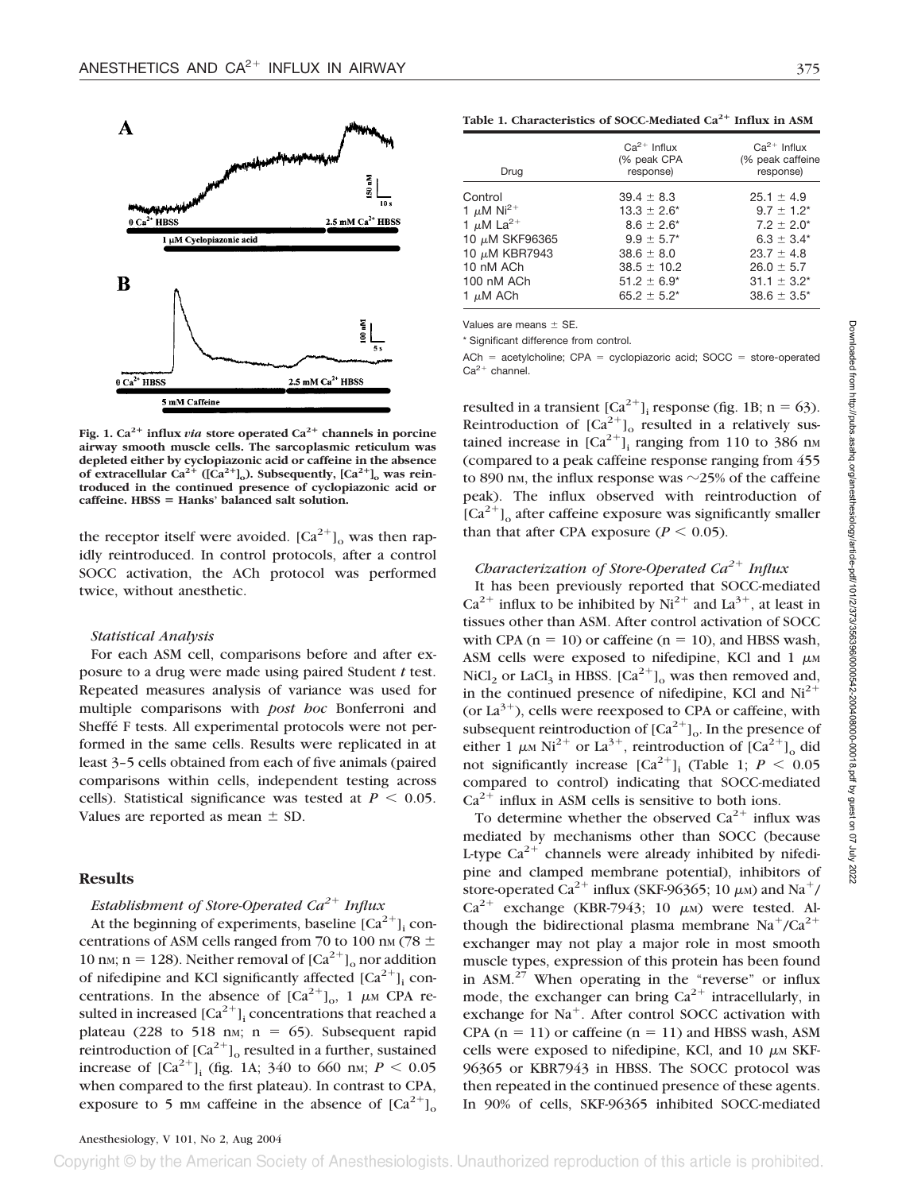**Fig. 1. $Ca^{2+}$ influx *via* store operated $Ca^{2+}$ channels in porcine airway smooth muscle cells. The sarcoplasmic reticulum was depleted either by cyclopiazonic acid or caffeine in the absence of extracellular $Ca^{2+}$ ($[Ca^{2+}]_o$). Subsequently, $[Ca^{2+}]_o$ was reintroduced in the continued presence of cyclopiazonic acid or caffeine. HBSS = Hanks' balanced salt solution.**

the receptor itself were avoided. $[Ca^{2+}]_o$ was then rapidly reintroduced. In control protocols, after a control SOCC activation, the ACh protocol was performed twice, without anesthetic.

### *Statistical Analysis*

For each ASM cell, comparisons before and after exposure to a drug were made using paired Student *t* test. Repeated measures analysis of variance was used for multiple comparisons with *post hoc* Bonferroni and Sheffé F tests. All experimental protocols were not performed in the same cells. Results were replicated in at least 3–5 cells obtained from each of five animals (paired comparisons within cells, independent testing across cells). Statistical significance was tested at $P < 0.05$. Values are reported as mean ± SD.

## Results

### *Establishment of Store-Operated $Ca^{2+}$ Influx*

At the beginning of experiments, baseline $[Ca^{2+}]_i$ concentrations of ASM cells ranged from 70 to 100 nM (78 ± 10 nM; n = 128). Neither removal of $[Ca^{2+}]_o$ nor addition of nifedipine and KCl significantly affected $[Ca^{2+}]_i$ concentrations. In the absence of $[Ca^{2+}]_o$, 1 μM CPA resulted in increased $[Ca^{2+}]_i$ concentrations that reached a plateau (228 to 518 nM; n = 65). Subsequent rapid reintroduction of $[Ca^{2+}]_o$ resulted in a further, sustained increase of $[Ca^{2+}]_i$ (fig. 1A; 340 to 660 nM; $P < 0.05$ when compared to the first plateau). In contrast to CPA, exposure to 5 mM caffeine in the absence of $[Ca^{2+}]_o$ resulted in a transient $[Ca^{2+}]_i$ response (fig. 1B; n = 63). Reintroduction of $[Ca^{2+}]_o$ resulted in a relatively sustained increase in $[Ca^{2+}]_i$ ranging from 110 to 386 nM (compared to a peak caffeine response ranging from 455 to 890 nM, the influx response was ~25% of the caffeine peak). The influx observed with reintroduction of $[Ca^{2+}]_o$ after caffeine exposure was significantly smaller than that after CPA exposure ($P < 0.05$).

**Table 1. Characteristics of SOCC-Mediated $Ca^{2+}$ Influx in ASM**

| Drug | $Ca^{2+}$ Influx (% peak CPA response) | $Ca^{2+}$ Influx (% peak caffeine response) |
|---|---|---|
| Control | 39.4 ± 8.3 | 25.1 ± 4.9 |
| 1 μM $Ni^{2+}$ | 13.3 ± 2.6* | 9.7 ± 1.2* |
| 1 μM $La^{2+}$ | 8.6 ± 2.6* | 7.2 ± 2.0* |
| 10 μM SKF96365 | 9.9 ± 5.7* | 6.3 ± 3.4* |
| 10 μM KBR7943 | 38.6 ± 8.0 | 23.7 ± 4.8 |
| 10 nM ACh | 38.5 ± 10.2 | 26.0 ± 5.7 |
| 100 nM ACh | 51.2 ± 6.9* | 31.1 ± 3.2* |
| 1 μM ACh | 65.2 ± 5.2* | 38.6 ± 3.5* |

Values are means ± SE.

\* Significant difference from control.

ACh = acetylcholine; CPA = cyclopiazoric acid; SOCC = store-operated $Ca^{2+}$ channel.

### *Characterization of Store-Operated $Ca^{2+}$ Influx*

It has been previously reported that SOCC-mediated $Ca^{2+}$ influx to be inhibited by $Ni^{2+}$ and $La^{3+}$, at least in tissues other than ASM. After control activation of SOCC with CPA (n = 10) or caffeine (n = 10), and HBSS wash, ASM cells were exposed to nifedipine, KCl and 1 μM $NiCl_2$ or $LaCl_3$ in HBSS. $[Ca^{2+}]_o$ was then removed and, in the continued presence of nifedipine, KCl and $Ni^{2+}$ (or $La^{3+}$), cells were reexposed to CPA or caffeine, with subsequent reintroduction of $[Ca^{2+}]_o$. In the presence of either 1 μM $Ni^{2+}$ or $La^{3+}$, reintroduction of $[Ca^{2+}]_o$ did not significantly increase $[Ca^{2+}]_i$ (Table 1; $P < 0.05$ compared to control) indicating that SOCC-mediated $Ca^{2+}$ influx in ASM cells is sensitive to both ions.

To determine whether the observed $Ca^{2+}$ influx was mediated by mechanisms other than SOCC (because L-type $Ca^{2+}$ channels were already inhibited by nifedipine and clamped membrane potential), inhibitors of store-operated $Ca^{2+}$ influx (SKF-96365; 10 μM) and $Na^+$/$Ca^{2+}$ exchange (KBR-7943; 10 μM) were tested. Although the bidirectional plasma membrane $Na^+$/$Ca^{2+}$ exchanger may not play a major role in most smooth muscle types, expression of this protein has been found in ASM.[27] When operating in the "reverse" or influx mode, the exchanger can bring $Ca^{2+}$ intracellularly, in exchange for $Na^+$. After control SOCC activation with CPA (n = 11) or caffeine (n = 11) and HBSS wash, ASM cells were exposed to nifedipine, KCl, and 10 μM SKF-96365 or KBR7943 in HBSS. The SOCC protocol was then repeated in the continued presence of these agents. In 90% of cells, SKF-96365 inhibited SOCC-mediated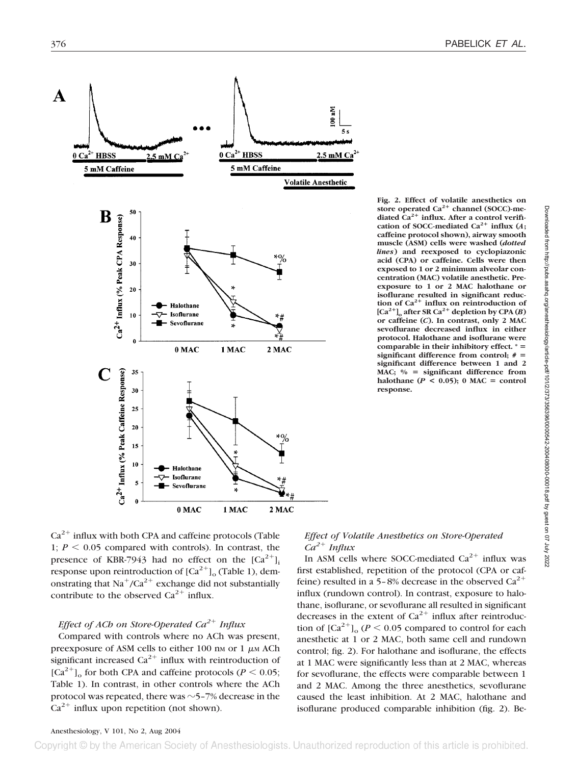Fig. 2. Effect of volatile anesthetics on store operated $Ca^{2+}$ channel (SOCC)-mediated $Ca^{2+}$ influx. After a control verification of SOCC-mediated $Ca^{2+}$ influx (*A*; caffeine protocol shown), airway smooth muscle (ASM) cells were washed (*dotted lines*) and reexposed to cyclopiazonic acid (CPA) or caffeine. Cells were then exposed to 1 or 2 minimum alveolar concentration (MAC) volatile anesthetic. Preexposure to 1 or 2 MAC halothane or isoflurane resulted in significant reduction of $Ca^{2+}$ influx on reintroduction of $[Ca^{2+}]_o$ after SR $Ca^{2+}$ depletion by CPA (*B*) or caffeine (*C*). In contrast, only 2 MAC sevoflurane decreased influx in either protocol. Halothane and isoflurane were comparable in their inhibitory effect. * = significant difference from control; # = significant difference between 1 and 2 MAC; % = significant difference from halothane ($P < 0.05$); 0 MAC = control response.

$Ca^{2+}$ influx with both CPA and caffeine protocols (Table 1; $P < 0.05$ compared with controls). In contrast, the presence of KBR-7943 had no effect on the $[Ca^{2+}]_i$ response upon reintroduction of $[Ca^{2+}]_o$ (Table 1), demonstrating that $Na^+/Ca^{2+}$ exchange did not substantially contribute to the observed $Ca^{2+}$ influx.

### *Effect of ACh on Store-Operated $Ca^{2+}$ Influx*

Compared with controls where no ACh was present, preexposure of ASM cells to either 100 nM or 1 μM ACh significant increased $Ca^{2+}$ influx with reintroduction of $[Ca^{2+}]_o$ for both CPA and caffeine protocols ($P < 0.05$; Table 1). In contrast, in other controls where the ACh protocol was repeated, there was ~5–7% decrease in the $Ca^{2+}$ influx upon repetition (not shown).

### *Effect of Volatile Anesthetics on Store-Operated $Ca^{2+}$ Influx*

In ASM cells where SOCC-mediated $Ca^{2+}$ influx was first established, repetition of the protocol (CPA or caffeine) resulted in a 5–8% decrease in the observed $Ca^{2+}$ influx (rundown control). In contrast, exposure to halothane, isoflurane, or sevoflurane all resulted in significant decreases in the extent of $Ca^{2+}$ influx after reintroduction of $[Ca^{2+}]_o$ ($P < 0.05$ compared to control for each anesthetic at 1 or 2 MAC, both same cell and rundown control; fig. 2). For halothane and isoflurane, the effects at 1 MAC were significantly less than at 2 MAC, whereas for sevoflurane, the effects were comparable between 1 and 2 MAC. Among the three anesthetics, sevoflurane caused the least inhibition. At 2 MAC, halothane and isoflurane produced comparable inhibition (fig. 2). Be-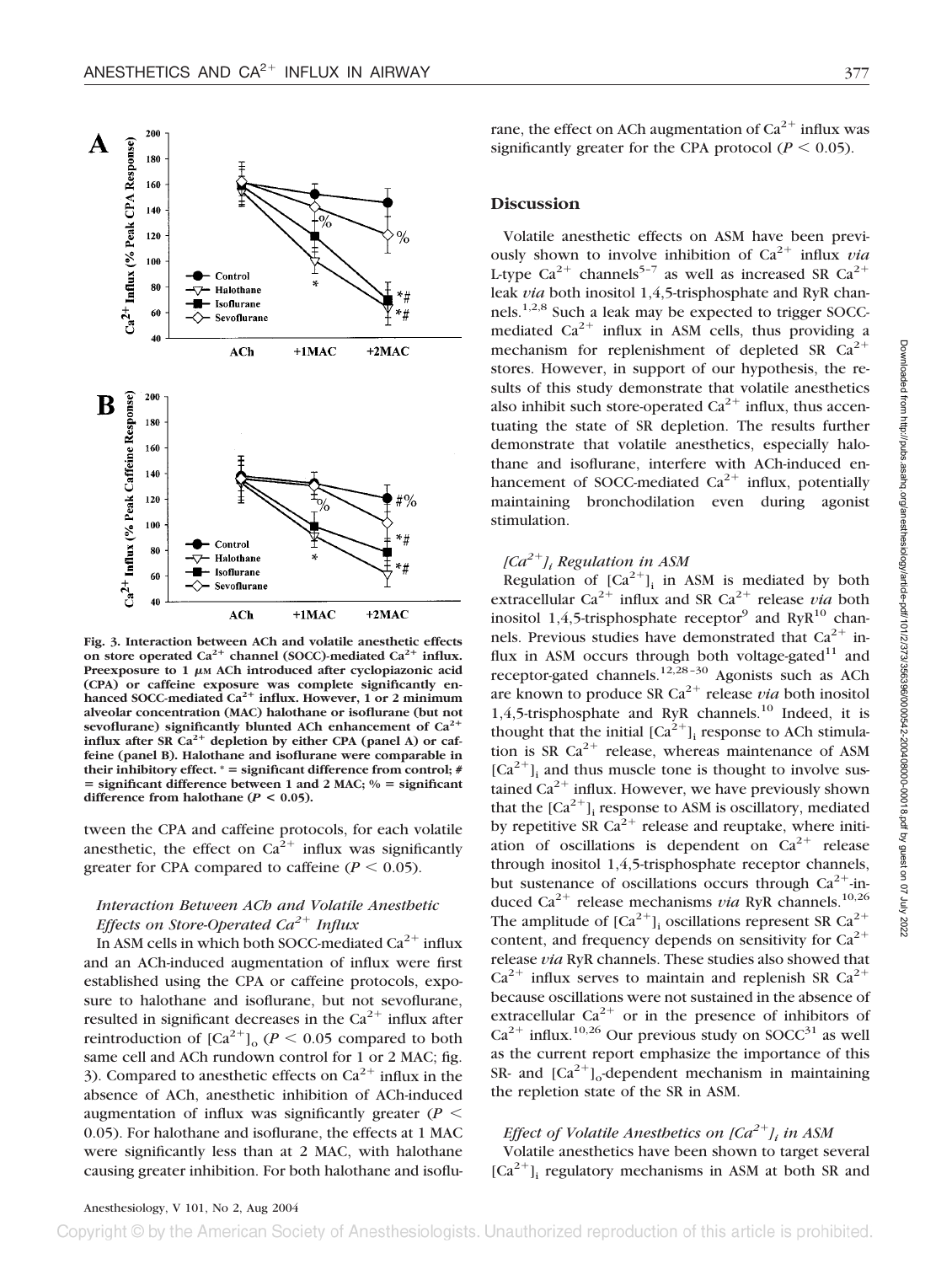Fig. 3. Interaction between ACh and volatile anesthetic effects on store operated $Ca^{2+}$ channel (SOCC)-mediated $Ca^{2+}$ influx. Preexposure to 1 $\mu$M ACh introduced after cyclopiazonic acid (CPA) or caffeine exposure was complete significantly enhanced SOCC-mediated $Ca^{2+}$ influx. However, 1 or 2 minimum alveolar concentration (MAC) halothane or isoflurane (but not sevoflurane) significantly blunted ACh enhancement of $Ca^{2+}$ influx after SR $Ca^{2+}$ depletion by either CPA (panel A) or caffeine (panel B). Halothane and isoflurane were comparable in their inhibitory effect. * = significant difference from control; # = significant difference between 1 and 2 MAC; % = significant difference from halothane ($P < 0.05$).

tween the CPA and caffeine protocols, for each volatile anesthetic, the effect on $Ca^{2+}$ influx was significantly greater for CPA compared to caffeine ($P < 0.05$).

### *Interaction Between ACh and Volatile Anesthetic Effects on Store-Operated $Ca^{2+}$ Influx*

In ASM cells in which both SOCC-mediated $Ca^{2+}$ influx and an ACh-induced augmentation of influx were first established using the CPA or caffeine protocols, exposure to halothane and isoflurane, but not sevoflurane, resulted in significant decreases in the $Ca^{2+}$ influx after reintroduction of $[Ca^{2+}]_o$ ($P < 0.05$ compared to both same cell and ACh rundown control for 1 or 2 MAC; fig. 3). Compared to anesthetic effects on $Ca^{2+}$ influx in the absence of ACh, anesthetic inhibition of ACh-induced augmentation of influx was significantly greater ($P < 0.05$). For halothane and isoflurane, the effects at 1 MAC were significantly less than at 2 MAC, with halothane causing greater inhibition. For both halothane and isoflurane, the effect on ACh augmentation of $Ca^{2+}$ influx was significantly greater for the CPA protocol ($P < 0.05$).

## Discussion

Volatile anesthetic effects on ASM have been previously shown to involve inhibition of $Ca^{2+}$ influx *via* L-type $Ca^{2+}$ channels[5-7] as well as increased SR $Ca^{2+}$ leak *via* both inositol 1,4,5-trisphosphate and RyR channels.[1,2,8] Such a leak may be expected to trigger SOCC-mediated $Ca^{2+}$ influx in ASM cells, thus providing a mechanism for replenishment of depleted SR $Ca^{2+}$ stores. However, in support of our hypothesis, the results of this study demonstrate that volatile anesthetics also inhibit such store-operated $Ca^{2+}$ influx, thus accentuating the state of SR depletion. The results further demonstrate that volatile anesthetics, especially halothane and isoflurane, interfere with ACh-induced enhancement of SOCC-mediated $Ca^{2+}$ influx, potentially maintaining bronchodilation even during agonist stimulation.

### *$[Ca^{2+}]_i$ Regulation in ASM*

Regulation of $[Ca^{2+}]_i$ in ASM is mediated by both extracellular $Ca^{2+}$ influx and SR $Ca^{2+}$ release *via* both inositol 1,4,5-trisphosphate receptor[9] and RyR[10] channels. Previous studies have demonstrated that $Ca^{2+}$ influx in ASM occurs through both voltage-gated[11] and receptor-gated channels.[12,28-30] Agonists such as ACh are known to produce SR $Ca^{2+}$ release *via* both inositol 1,4,5-trisphosphate and RyR channels.[10] Indeed, it is thought that the initial $[Ca^{2+}]_i$ response to ACh stimulation is SR $Ca^{2+}$ release, whereas maintenance of ASM $[Ca^{2+}]_i$ and thus muscle tone is thought to involve sustained $Ca^{2+}$ influx. However, we have previously shown that the $[Ca^{2+}]_i$ response to ASM is oscillatory, mediated by repetitive SR $Ca^{2+}$ release and reuptake, where initiation of oscillations is dependent on $Ca^{2+}$ release through inositol 1,4,5-trisphosphate receptor channels, but sustenance of oscillations occurs through $Ca^{2+}$-induced $Ca^{2+}$ release mechanisms *via* RyR channels.[10,26] The amplitude of $[Ca^{2+}]_i$ oscillations represent SR $Ca^{2+}$ content, and frequency depends on sensitivity for $Ca^{2+}$ release *via* RyR channels. These studies also showed that $Ca^{2+}$ influx serves to maintain and replenish SR $Ca^{2+}$ because oscillations were not sustained in the absence of extracellular $Ca^{2+}$ or in the presence of inhibitors of $Ca^{2+}$ influx.[10,26] Our previous study on SOCC[31] as well as the current report emphasize the importance of this SR- and $[Ca^{2+}]_o$-dependent mechanism in maintaining the repletion state of the SR in ASM.

### *Effect of Volatile Anesthetics on $[Ca^{2+}]_i$ in ASM*

Volatile anesthetics have been shown to target several $[Ca^{2+}]_i$ regulatory mechanisms in ASM at both SR and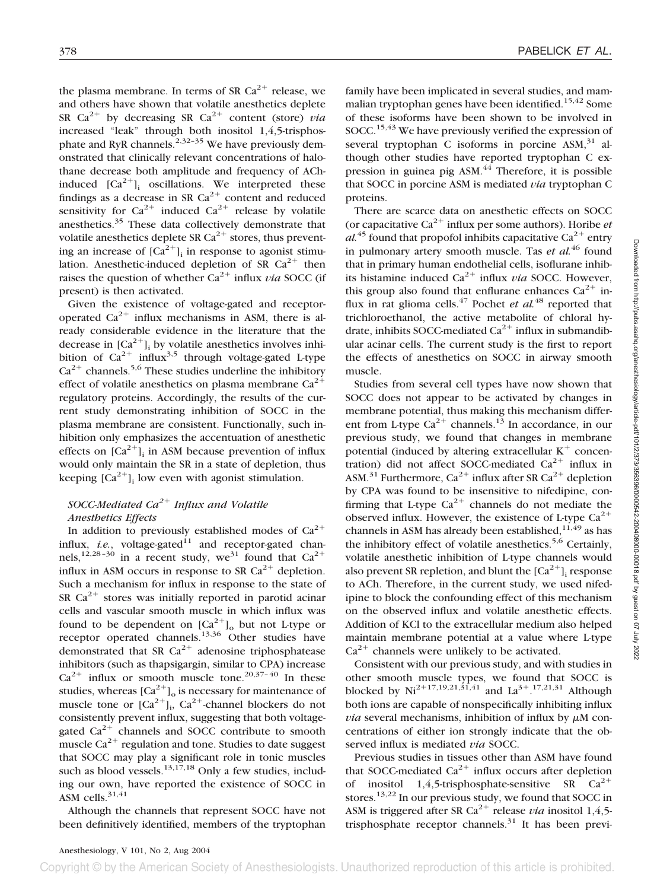the plasma membrane. In terms of SR $Ca^{2+}$ release, we and others have shown that volatile anesthetics deplete SR $Ca^{2+}$ by decreasing SR $Ca^{2+}$ content (store) *via* increased "leak" through both inositol 1,4,5-trisphosphate and RyR channels.[2,32–35] We have previously demonstrated that clinically relevant concentrations of halothane decrease both amplitude and frequency of ACh-induced $[Ca^{2+}]_i$ oscillations. We interpreted these findings as a decrease in SR $Ca^{2+}$ content and reduced sensitivity for $Ca^{2+}$ induced $Ca^{2+}$ release by volatile anesthetics.[35] These data collectively demonstrate that volatile anesthetics deplete SR $Ca^{2+}$ stores, thus preventing an increase of $[Ca^{2+}]_i$ in response to agonist stimulation. Anesthetic-induced depletion of SR $Ca^{2+}$ then raises the question of whether $Ca^{2+}$ influx *via* SOCC (if present) is then activated.

Given the existence of voltage-gated and receptor-operated $Ca^{2+}$ influx mechanisms in ASM, there is already considerable evidence in the literature that the decrease in $[Ca^{2+}]_i$ by volatile anesthetics involves inhibition of $Ca^{2+}$ influx[3,5] through voltage-gated L-type $Ca^{2+}$ channels.[5,6] These studies underline the inhibitory effect of volatile anesthetics on plasma membrane $Ca^{2+}$ regulatory proteins. Accordingly, the results of the current study demonstrating inhibition of SOCC in the plasma membrane are consistent. Functionally, such inhibition only emphasizes the accentuation of anesthetic effects on $[Ca^{2+}]_i$ in ASM because prevention of influx would only maintain the SR in a state of depletion, thus keeping $[Ca^{2+}]_i$ low even with agonist stimulation.

### *SOCC-Mediated $Ca^{2+}$ Influx and Volatile Anesthetics Effects*

In addition to previously established modes of $Ca^{2+}$ influx, *i.e.*, voltage-gated[11] and receptor-gated channels,[12,28–30] in a recent study, we[31] found that $Ca^{2+}$ influx in ASM occurs in response to SR $Ca^{2+}$ depletion. Such a mechanism for influx in response to the state of SR $Ca^{2+}$ stores was initially reported in parotid acinar cells and vascular smooth muscle in which influx was found to be dependent on $[Ca^{2+}]_o$ but not L-type or receptor operated channels.[13,36] Other studies have demonstrated that SR $Ca^{2+}$ adenosine triphosphatase inhibitors (such as thapsigargin, similar to CPA) increase $Ca^{2+}$ influx or smooth muscle tone.[20,37–40] In these studies, whereas $[Ca^{2+}]_o$ is necessary for maintenance of muscle tone or $[Ca^{2+}]_i$, $Ca^{2+}$-channel blockers do not consistently prevent influx, suggesting that both voltage-gated $Ca^{2+}$ channels and SOCC contribute to smooth muscle $Ca^{2+}$ regulation and tone. Studies to date suggest that SOCC may play a significant role in tonic muscles such as blood vessels.[13,17,18] Only a few studies, including our own, have reported the existence of SOCC in ASM cells.[31,41]

Although the channels that represent SOCC have not been definitively identified, members of the tryptophan family have been implicated in several studies, and mammalian tryptophan genes have been identified.[15,42] Some of these isoforms have been shown to be involved in SOCC.[15,43] We have previously verified the expression of several tryptophan C isoforms in porcine ASM,[31] although other studies have reported tryptophan C expression in guinea pig ASM.[44] Therefore, it is possible that SOCC in porcine ASM is mediated *via* tryptophan C proteins.

There are scarce data on anesthetic effects on SOCC (or capacitative $Ca^{2+}$ influx per some authors). Horibe *et al.*[45] found that propofol inhibits capacitative $Ca^{2+}$ entry in pulmonary artery smooth muscle. Tas *et al.*[46] found that in primary human endothelial cells, isoflurane inhibits histamine induced $Ca^{2+}$ influx *via* SOCC. However, this group also found that enflurane enhances $Ca^{2+}$ influx in rat glioma cells.[47] Pochet *et al.*[48] reported that trichloroethanol, the active metabolite of chloral hydrate, inhibits SOCC-mediated $Ca^{2+}$ influx in submandibular acinar cells. The current study is the first to report the effects of anesthetics on SOCC in airway smooth muscle.

Studies from several cell types have now shown that SOCC does not appear to be activated by changes in membrane potential, thus making this mechanism different from L-type $Ca^{2+}$ channels.[13] In accordance, in our previous study, we found that changes in membrane potential (induced by altering extracellular $K^+$ concentration) did not affect SOCC-mediated $Ca^{2+}$ influx in ASM.[31] Furthermore, $Ca^{2+}$ influx after SR $Ca^{2+}$ depletion by CPA was found to be insensitive to nifedipine, confirming that L-type $Ca^{2+}$ channels do not mediate the observed influx. However, the existence of L-type $Ca^{2+}$ channels in ASM has already been established,[11,49] as has the inhibitory effect of volatile anesthetics.[5,6] Certainly, volatile anesthetic inhibition of L-type channels would also prevent SR repletion, and blunt the $[Ca^{2+}]_i$ response to ACh. Therefore, in the current study, we used nifedipine to block the confounding effect of this mechanism on the observed influx and volatile anesthetic effects. Addition of KCl to the extracellular medium also helped maintain membrane potential at a value where L-type $Ca^{2+}$ channels were unlikely to be activated.

Consistent with our previous study, and with studies in other smooth muscle types, we found that SOCC is blocked by $Ni^{2+}$[17,19,21,31,41] and $La^{3+}$.[17,21,31] Although both ions are capable of nonspecifically inhibiting influx *via* several mechanisms, inhibition of influx by $\mu$M concentrations of either ion strongly indicate that the observed influx is mediated *via* SOCC.

Previous studies in tissues other than ASM have found that SOCC-mediated $Ca^{2+}$ influx occurs after depletion of inositol 1,4,5-trisphosphate-sensitive SR $Ca^{2+}$ stores.[13,22] In our previous study, we found that SOCC in ASM is triggered after SR $Ca^{2+}$ release *via* inositol 1,4,5-trisphosphate receptor channels.[31] It has been previ-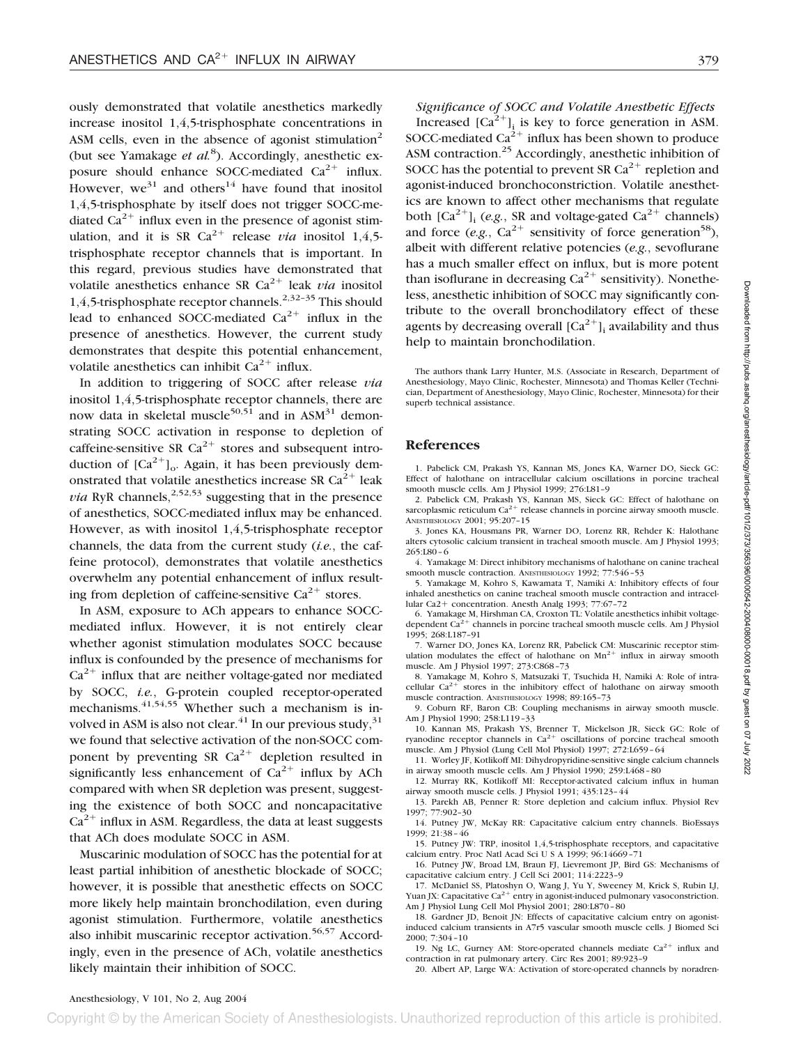ously demonstrated that volatile anesthetics markedly increase inositol 1,4,5-trisphosphate concentrations in ASM cells, even in the absence of agonist stimulation[2] (but see Yamakage *et al.*[8]). Accordingly, anesthetic exposure should enhance SOCC-mediated $Ca^{2+}$ influx. However, we[31] and others[14] have found that inositol 1,4,5-trisphosphate by itself does not trigger SOCC-mediated $Ca^{2+}$ influx even in the presence of agonist stimulation, and it is SR $Ca^{2+}$ release *via* inositol 1,4,5-trisphosphate receptor channels that is important. In this regard, previous studies have demonstrated that volatile anesthetics enhance SR $Ca^{2+}$ leak *via* inositol 1,4,5-trisphosphate receptor channels.[2,32–35] This should lead to enhanced SOCC-mediated $Ca^{2+}$ influx in the presence of anesthetics. However, the current study demonstrates that despite this potential enhancement, volatile anesthetics can inhibit $Ca^{2+}$ influx.

In addition to triggering of SOCC after release *via* inositol 1,4,5-trisphosphate receptor channels, there are now data in skeletal muscle[50,51] and in ASM[31] demonstrating SOCC activation in response to depletion of caffeine-sensitive SR $Ca^{2+}$ stores and subsequent introduction of $[Ca^{2+}]_o$. Again, it has been previously demonstrated that volatile anesthetics increase SR $Ca^{2+}$ leak *via* RyR channels,[2,52,53] suggesting that in the presence of anesthetics, SOCC-mediated influx may be enhanced. However, as with inositol 1,4,5-trisphosphate receptor channels, the data from the current study (*i.e.*, the caffeine protocol), demonstrates that volatile anesthetics overwhelm any potential enhancement of influx resulting from depletion of caffeine-sensitive $Ca^{2+}$ stores.

In ASM, exposure to ACh appears to enhance SOCC-mediated influx. However, it is not entirely clear whether agonist stimulation modulates SOCC because influx is confounded by the presence of mechanisms for $Ca^{2+}$ influx that are neither voltage-gated nor mediated by SOCC, *i.e.*, G-protein coupled receptor-operated mechanisms.[41,54,55] Whether such a mechanism is involved in ASM is also not clear.[41] In our previous study,[31] we found that selective activation of the non-SOCC component by preventing SR $Ca^{2+}$ depletion resulted in significantly less enhancement of $Ca^{2+}$ influx by ACh compared with when SR depletion was present, suggesting the existence of both SOCC and noncapacitative $Ca^{2+}$ influx in ASM. Regardless, the data at least suggests that ACh does modulate SOCC in ASM.

Muscarinic modulation of SOCC has the potential for at least partial inhibition of anesthetic blockade of SOCC; however, it is possible that anesthetic effects on SOCC more likely help maintain bronchodilation, even during agonist stimulation. Furthermore, volatile anesthetics also inhibit muscarinic receptor activation.[56,57] Accordingly, even in the presence of ACh, volatile anesthetics likely maintain their inhibition of SOCC.

### *Significance of SOCC and Volatile Anesthetic Effects*

Increased $[Ca^{2+}]_i$ is key to force generation in ASM. SOCC-mediated $Ca^{2+}$ influx has been shown to produce ASM contraction.[25] Accordingly, anesthetic inhibition of SOCC has the potential to prevent SR $Ca^{2+}$ repletion and agonist-induced bronchoconstriction. Volatile anesthetics are known to affect other mechanisms that regulate both $[Ca^{2+}]_i$ (*e.g.*, SR and voltage-gated $Ca^{2+}$ channels) and force (*e.g.*, $Ca^{2+}$ sensitivity of force generation[58]), albeit with different relative potencies (*e.g.*, sevoflurane has a much smaller effect on influx, but is more potent than isoflurane in decreasing $Ca^{2+}$ sensitivity). Nonetheless, anesthetic inhibition of SOCC may significantly contribute to the overall bronchodilatory effect of these agents by decreasing overall $[Ca^{2+}]_i$ availability and thus help to maintain bronchodilation.

The authors thank Larry Hunter, M.S. (Associate in Research, Department of Anesthesiology, Mayo Clinic, Rochester, Minnesota) and Thomas Keller (Technician, Department of Anesthesiology, Mayo Clinic, Rochester, Minnesota) for their superb technical assistance.

## References

1. Pabelick CM, Prakash YS, Kannan MS, Jones KA, Warner DO, Sieck GC: Effect of halothane on intracellular calcium oscillations in porcine tracheal smooth muscle cells. Am J Physiol 1999; 276:L81–9
2. Pabelick CM, Prakash YS, Kannan MS, Sieck GC: Effect of halothane on sarcoplasmic reticulum $Ca^{2+}$ release channels in porcine airway smooth muscle. ANESTHESIOLOGY 2001; 95:207–15
3. Jones KA, Housmans PR, Warner DO, Lorenz RR, Rehder K: Halothane alters cytosolic calcium transient in tracheal smooth muscle. Am J Physiol 1993; 265:L80–6
4. Yamakage M: Direct inhibitory mechanisms of halothane on canine tracheal smooth muscle contraction. ANESTHESIOLOGY 1992; 77:546–53
5. Yamakage M, Kohro S, Kawamata T, Namiki A: Inhibitory effects of four inhaled anesthetics on canine tracheal smooth muscle contraction and intracellular Ca2+ concentration. Anesth Analg 1993; 77:67–72
6. Yamakage M, Hirshman CA, Croxton TL: Volatile anesthetics inhibit voltage-dependent $Ca^{2+}$ channels in porcine tracheal smooth muscle cells. Am J Physiol 1995; 268:L187–91
7. Warner DO, Jones KA, Lorenz RR, Pabelick CM: Muscarinic receptor stimulation modulates the effect of halothane on $Mn^{2+}$ influx in airway smooth muscle. Am J Physiol 1997; 273:C868–73
8. Yamakage M, Kohro S, Matsuzaki T, Tsuchida H, Namiki A: Role of intracellular $Ca^{2+}$ stores in the inhibitory effect of halothane on airway smooth muscle contraction. ANESTHESIOLOGY 1998; 89:165–73
9. Coburn RF, Baron CB: Coupling mechanisms in airway smooth muscle. Am J Physiol 1990; 258:L119–33
10. Kannan MS, Prakash YS, Brenner T, Mickelson JR, Sieck GC: Role of ryanodine receptor channels in $Ca^{2+}$ oscillations of porcine tracheal smooth muscle. Am J Physiol (Lung Cell Mol Physiol) 1997; 272:L659–64
11. Worley JF, Kotlikoff MI: Dihydropyridine-sensitive single calcium channels in airway smooth muscle cells. Am J Physiol 1990; 259:L468–80
12. Murray RK, Kotlikoff MI: Receptor-activated calcium influx in human airway smooth muscle cells. J Physiol 1991; 435:123–44
13. Parekh AB, Penner R: Store depletion and calcium influx. Physiol Rev 1997; 77:902–30
14. Putney JW, McKay RR: Capacitative calcium entry channels. BioEssays 1999; 21:38–46
15. Putney JW: TRP, inositol 1,4,5-trisphosphate receptors, and capacitative calcium entry. Proc Natl Acad Sci U S A 1999; 96:14669–71
16. Putney JW, Broad LM, Braun FJ, Lievremont JP, Bird GS: Mechanisms of capacitative calcium entry. J Cell Sci 2001; 114:2223–9
17. McDaniel SS, Platoshyn O, Wang J, Yu Y, Sweeney M, Krick S, Rubin LJ, Yuan JX: Capacitative $Ca^{2+}$ entry in agonist-induced pulmonary vasoconstriction. Am J Physiol Lung Cell Mol Physiol 2001; 280:L870–80
18. Gardner JD, Benoit JN: Effects of capacitative calcium entry on agonist-induced calcium transients in A7r5 vascular smooth muscle cells. J Biomed Sci 2000; 7:304–10
19. Ng LC, Gurney AM: Store-operated channels mediate $Ca^{2+}$ influx and contraction in rat pulmonary artery. Circ Res 2001; 89:923–9
20. Albert AP, Large WA: Activation of store-operated channels by noradren-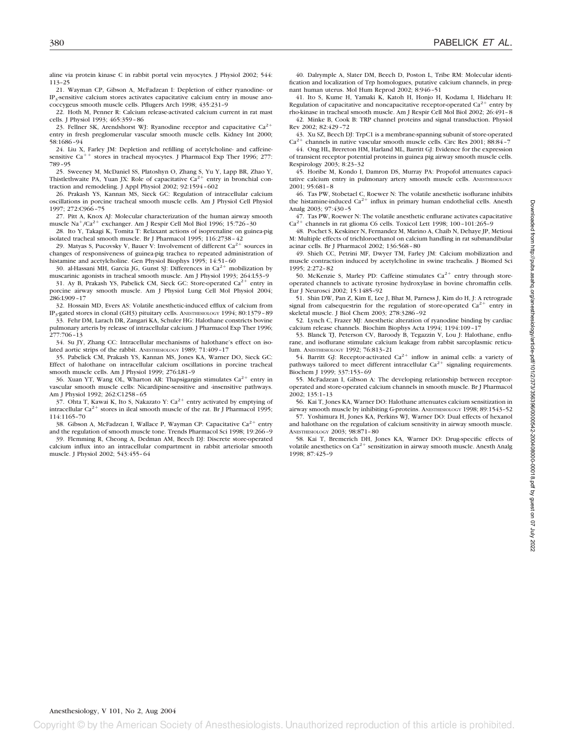aline via protein kinase C in rabbit portal vein myocytes. J Physiol 2002; 544: 113–25

21. Wayman CP, Gibson A, McFadzean I: Depletion of either ryanodine- or $IP_3$-sensitive calcium stores activates capacitative calcium entry in mouse anococcygeus smooth muscle cells. Pflugers Arch 1998; 435:231–9

22. Hoth M, Penner R: Calcium release-activated calcium current in rat mast cells. J Physiol 1993; 465:359–86

23. Fellner SK, Arendshorst WJ: Ryanodine receptor and capacitative $Ca^{2+}$ entry in fresh preglomerular vascular smooth muscle cells. Kidney Int 2000; 58:1686–94

24. Liu X, Farley JM: Depletion and refilling of acetylcholine- and caffeine-sensitive $Ca^{++}$ stores in tracheal myocytes. J Pharmacol Exp Ther 1996; 277: 789–95

25. Sweeney M, McDaniel SS, Platoshyn O, Zhang S, Yu Y, Lapp BR, Zhao Y, Thistlethwaite PA, Yuan JX: Role of capacitative $Ca^{2+}$ entry in bronchial contraction and remodeling. J Appl Physiol 2002; 92:1594–602

26. Prakash YS, Kannan MS, Sieck GC: Regulation of intracellular calcium oscillations in porcine tracheal smooth muscle cells. Am J Physiol Cell Physiol 1997; 272:C966–75

27. Pitt A, Knox AJ: Molecular characterization of the human airway smooth muscle $Na^+/Ca^{2+}$ exchanger. Am J Respir Cell Mol Biol 1996; 15:726–30

28. Ito Y, Takagi K, Tomita T: Relaxant actions of isoprenaline on guinea-pig isolated tracheal smooth muscle. Br J Pharmacol 1995; 116:2738–42

29. Matyas S, Pucovsky V, Bauer V: Involvement of different $Ca^{2+}$ sources in changes of responsiveness of guinea-pig trachea to repeated administration of histamine and acetylcholine. Gen Physiol Biophys 1995; 14:51–60

30. al-Hassani MH, Garcia JG, Gunst SJ: Differences in $Ca^{2+}$ mobilization by muscarinic agonists in tracheal smooth muscle. Am J Physiol 1993; 264:L53–9

31. Ay B, Prakash YS, Pabelick CM, Sieck GC: Store-operated $Ca^{2+}$ entry in porcine airway smooth muscle. Am J Physiol Lung Cell Mol Physiol 2004; 286:L909–17

32. Hossain MD, Evers AS: Volatile anesthetic-induced efflux of calcium from $IP_3$-gated stores in clonal (GH3) pituitary cells. ANESTHESIOLOGY 1994; 80:1379–89

33. Fehr DM, Larach DR, Zangari KA, Schuler HG: Halothane constricts bovine pulmonary arteris by release of intracellular calcium. J Pharmacol Exp Ther 1996; 277:706–13

34. Su JY, Zhang CC: Intracellular mechanisms of halothane's effect on isolated aortic strips of the rabbit. ANESTHESIOLOGY 1989; 71:409–17

35. Pabelick CM, Prakash YS, Kannan MS, Jones KA, Warner DO, Sieck GC: Effect of halothane on intracellular calcium oscillations in porcine tracheal smooth muscle cells. Am J Physiol 1999; 276:L81–9

36. Xuan YT, Wang OL, Wharton AR: Thapsigargin stimulates $Ca^{2+}$ entry in vascular smooth muscle cells: Nicardipine-sensitive and -insensitive pathways. Am J Physiol 1992; 262:C1258–65

37. Ohta T, Kawai K, Ito S, Nakazato Y: $Ca^{2+}$ entry activated by emptying of intracellular $Ca^{2+}$ stores in ileal smooth muscle of the rat. Br J Pharmacol 1995; 114:1165–70

38. Gibson A, McFadzean I, Wallace P, Wayman CP: Capacitative $Ca^{2+}$ entry and the regulation of smooth muscle tone. Trends Pharmacol Sci 1998; 19:266–9

39. Flemming R, Cheong A, Dedman AM, Beech DJ: Discrete store-operated calcium influx into an intracellular compartment in rabbit arteriolar smooth muscle. J Physiol 2002; 543:455–64

40. Dalrymple A, Slater DM, Beech D, Poston L, Tribe RM: Molecular identification and localization of Trp homologues, putative calcium channels, in pregnant human uterus. Mol Hum Reprod 2002; 8:946–51

41. Ito S, Kume H, Yamaki K, Katoh H, Honjo H, Kodama I, Hideharu H: Regulation of capacitative and noncapacitative receptor-operated $Ca^{2+}$ entry by rho-kinase in tracheal smooth muscle. Am J Respir Cell Mol Biol 2002; 26:491–8

42. Minke B, Cook B: TRP channel proteins and signal transduction. Physiol Rev 2002; 82:429–72

43. Xu SZ, Beech DJ: TrpC1 is a membrane-spanning subunit of store-operated $Ca^{2+}$ channels in native vascular smooth muscle cells. Circ Res 2001; 88:84–7

44. Ong HL, Brereton HM, Harland ML, Barritt GJ: Evidence for the expression of transient receptor potential proteins in guinea pig airway smooth muscle cells. Respirology 2003; 8:23–32

45. Horibe M, Kondo I, Damron DS, Murray PA: Propofol attenuates capacitative calcium entry in pulmonary artery smooth muscle cells. ANESTHESIOLOGY 2001; 95:681–8

46. Tas PW, Stobetael C, Roewer N: The volatile anesthetic isoflurane inhibits the histamine-induced $Ca^{2+}$ influx in primary human endothelial cells. Anesth Analg 2003; 97:430–5

47. Tas PW, Roewer N: The volatile anesthetic enflurane activates capacitative $Ca^{2+}$ channels in rat glioma C6 cells. Toxicol Lett 1998; 100–101:265–9

48. Pochet S, Keskiner N, Fernandez M, Marino A, Chaib N, Dehaye JP, Metioui M: Multiple effects of trichloroethanol on calcium handling in rat submandibular acinar cells. Br J Pharmacol 2002; 136:568–80

49. Shieh CC, Petrini MF, Dwyer TM, Farley JM: Calcium mobilization and muscle contraction induced by acetylcholine in swine trachealis. J Biomed Sci 1995; 2:272–82

50. McKenzie S, Marley PD: Caffeine stimulates $Ca^{2+}$ entry through store-operated channels to activate tyrosine hydroxylase in bovine chromaffin cells. Eur J Neurosci 2002; 15:1485–92

51. Shin DW, Pan Z, Kim E, Lee J, Bhat M, Parness J, Kim do H, J: A retrograde signal from calsequestrin for the regulation of store-operated $Ca^{2+}$ entry in skeletal muscle. J Biol Chem 2003; 278:3286–92

52. Lynch C, Frazer MJ: Anesthetic alteration of ryanodine binding by cardiac calcium release channels. Biochim Biophys Acta 1994; 1194:109–17

53. Blanck TJ, Peterson CV, Baroody B, Tegazzin V, Lou J: Halothane, enflurane, and isoflurane stimulate calcium leakage from rabbit sarcoplasmic reticulum. ANESTHESIOLOGY 1992; 76:813–21

54. Barritt GJ: Receptor-activated $Ca^{2+}$ inflow in animal cells: a variety of pathways tailored to meet different intracellular $Ca^{2+}$ signaling requirements. Biochem J 1999; 337:153–69

55. McFadzean I, Gibson A: The developing relationship between receptor-operated and store-operated calcium channels in smooth muscle. Br J Pharmacol 2002; 135:1–13

56. Kai T, Jones KA, Warner DO: Halothane attenuates calcium sensitization in airway smooth muscle by inhibiting G-proteins. ANESTHESIOLOGY 1998; 89:1543–52

57. Yoshimura H, Jones KA, Perkins WJ, Warner DO: Dual effects of hexanol and halothane on the regulation of calcium sensitivity in airway smooth muscle. ANESTHESIOLOGY 2003; 98:871–80

58. Kai T, Bremerich DH, Jones KA, Warner DO: Drug-specific effects of volatile anesthetics on $Ca^{2+}$ sensitization in airway smooth muscle. Anesth Analg 1998; 87:425–9